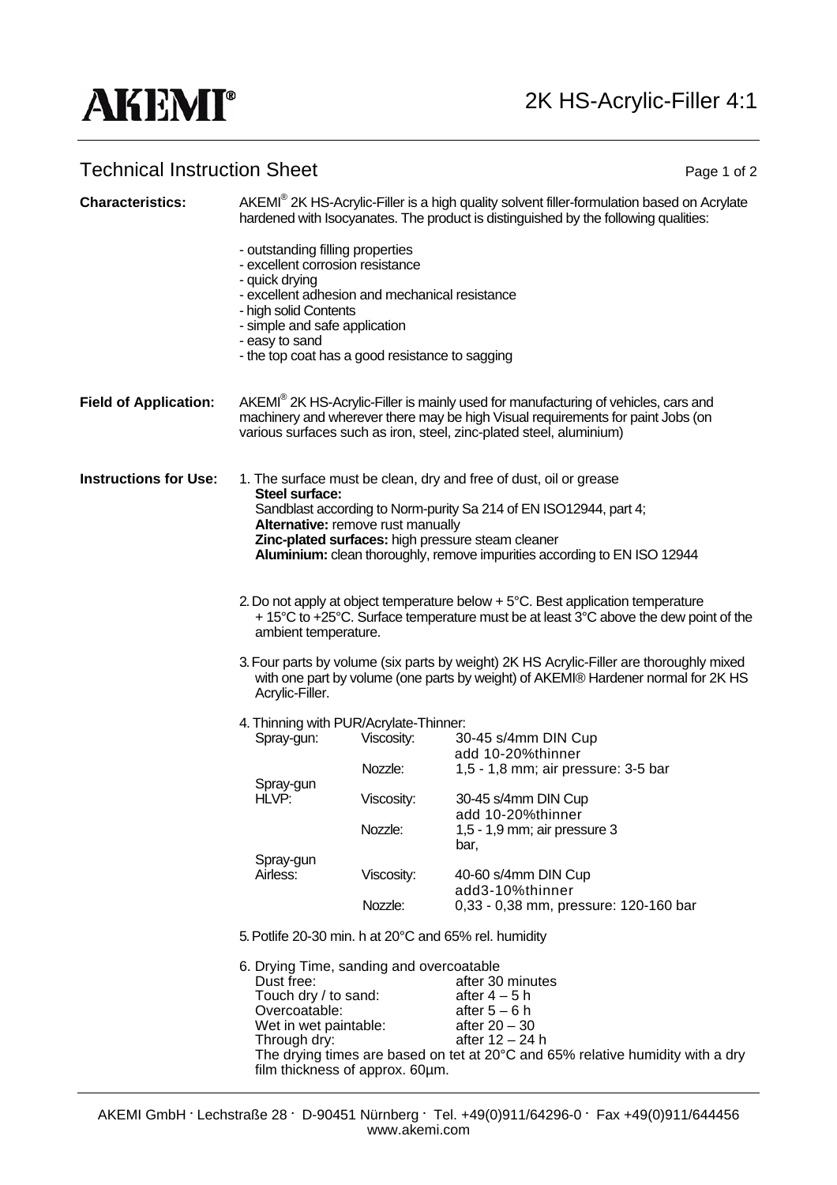# AKEMI®

# 2K HS-Acrylic-Filler 4:1

## Technical Instruction Sheet

**Characteristics:**

AKEMI® 2K HS-Acrylic-Filler is a high quality solvent filler-formulation based on Acrylate hardened with Isocyanates. The product is distinguished by the following qualities:

- outstanding filling properties
- excellent corrosion resistance
- quick drying
- excellent adhesion and mechanical resistance
- high solid Contents
- simple and safe application
- easy to sand
- the top coat has a good resistance to sagging

**Field of Application:**

AKEMI® 2K HS-Acrylic-Filler is mainly used for manufacturing of vehicles, cars and machinery and wherever there may be high Visual requirements for paint Jobs (on various surfaces such as iron, steel, zinc-plated steel, aluminium)

**Instructions for Use:**

1. The surface must be clean, dry and free of dust, oil or grease
   **Steel surface:**
   Sandblast according to Norm-purity Sa 214 of EN ISO12944, part 4;
   **Alternative:** remove rust manually
   **Zinc-plated surfaces:** high pressure steam cleaner
   **Aluminium:** clean thoroughly, remove impurities according to EN ISO 12944

2. Do not apply at object temperature below + 5°C. Best application temperature + 15°C to +25°C. Surface temperature must be at least 3°C above the dew point of the ambient temperature.

3. Four parts by volume (six parts by weight) 2K HS Acrylic-Filler are thoroughly mixed with one part by volume (one parts by weight) of AKEMI® Hardener normal for 2K HS Acrylic-Filler.

4. Thinning with PUR/Acrylate-Thinner:

| | | |
|---|---|---|
| Spray-gun: | Viscosity: | 30-45 s/4mm DIN Cup add 10-20%thinner |
| | Nozzle: | 1,5 - 1,8 mm; air pressure: 3-5 bar |
| Spray-gun HLVP: | Viscosity: | 30-45 s/4mm DIN Cup add 10-20%thinner |
| | Nozzle: | 1,5 - 1,9 mm; air pressure 3 bar, |
| Spray-gun Airless: | Viscosity: | 40-60 s/4mm DIN Cup add3-10%thinner |
| | Nozzle: | 0,33 - 0,38 mm, pressure: 120-160 bar |

5. Potlife 20-30 min. h at 20°C and 65% rel. humidity

6. Drying Time, sanding and overcoatable

| | |
|---|---|
| Dust free: | after 30 minutes |
| Touch dry / to sand: | after 4 – 5 h |
| Overcoatable: | after 5 – 6 h |
| Wet in wet paintable: | after 20 – 30 |
| Through dry: | after 12 – 24 h |

The drying times are based on tet at 20°C and 65% relative humidity with a dry film thickness of approx. 60µm.

AKEMI GmbH · Lechstraße 28 · D-90451 Nürnberg · Tel. +49(0)911/64296-0 · Fax +49(0)911/644456
www.akemi.com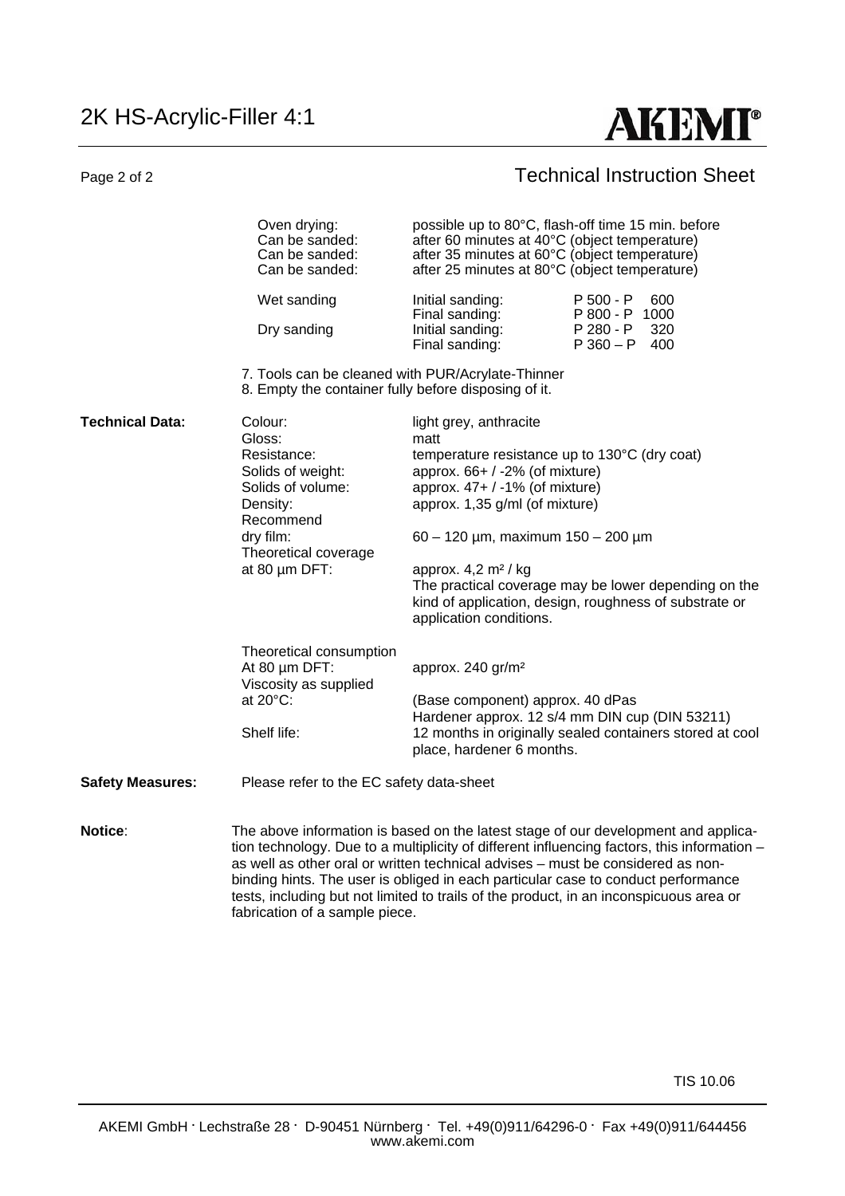# 2K HS-Acrylic-Filler 4:1

## Technical Instruction Sheet

| | |
|---|---|
| Oven drying: | possible up to 80°C, flash-off time 15 min. before |
| Can be sanded: | after 60 minutes at 40°C (object temperature) |
| Can be sanded: | after 35 minutes at 60°C (object temperature) |
| Can be sanded: | after 25 minutes at 80°C (object temperature) |

| | | |
|---|---|---|
| Wet sanding | Initial sanding: | P 500 - P 600 |
| | Final sanding: | P 800 - P 1000 |
| Dry sanding | Initial sanding: | P 280 - P 320 |
| | Final sanding: | P 360 – P 400 |

7. Tools can be cleaned with PUR/Acrylate-Thinner
8. Empty the container fully before disposing of it.

**Technical Data:**

| | |
|---|---|
| Colour: | light grey, anthracite |
| Gloss: | matt |
| Resistance: | temperature resistance up to 130°C (dry coat) |
| Solids of weight: | approx. 66+ / -2% (of mixture) |
| Solids of volume: | approx. 47+ / -1% (of mixture) |
| Density: | approx. 1,35 g/ml (of mixture) |
| Recommend dry film: | 60 – 120 µm, maximum 150 – 200 µm |
| Theoretical coverage at 80 µm DFT: | approx. 4,2 m² / kg<br>The practical coverage may be lower depending on the kind of application, design, roughness of substrate or application conditions. |
| Theoretical consumption At 80 µm DFT: | approx. 240 gr/m² |
| Viscosity as supplied at 20°C: | (Base component) approx. 40 dPas<br>Hardener approx. 12 s/4 mm DIN cup (DIN 53211) |
| Shelf life: | 12 months in originally sealed containers stored at cool place, hardener 6 months. |

**Safety Measures:** Please refer to the EC safety data-sheet

**Notice**: The above information is based on the latest stage of our development and application technology. Due to a multiplicity of different influencing factors, this information – as well as other oral or written technical advises – must be considered as non-binding hints. The user is obliged in each particular case to conduct performance tests, including but not limited to trails of the product, in an inconspicuous area or fabrication of a sample piece.

TIS 10.06

AKEMI GmbH · Lechstraße 28 · D-90451 Nürnberg · Tel. +49(0)911/64296-0 · Fax +49(0)911/644456
www.akemi.com